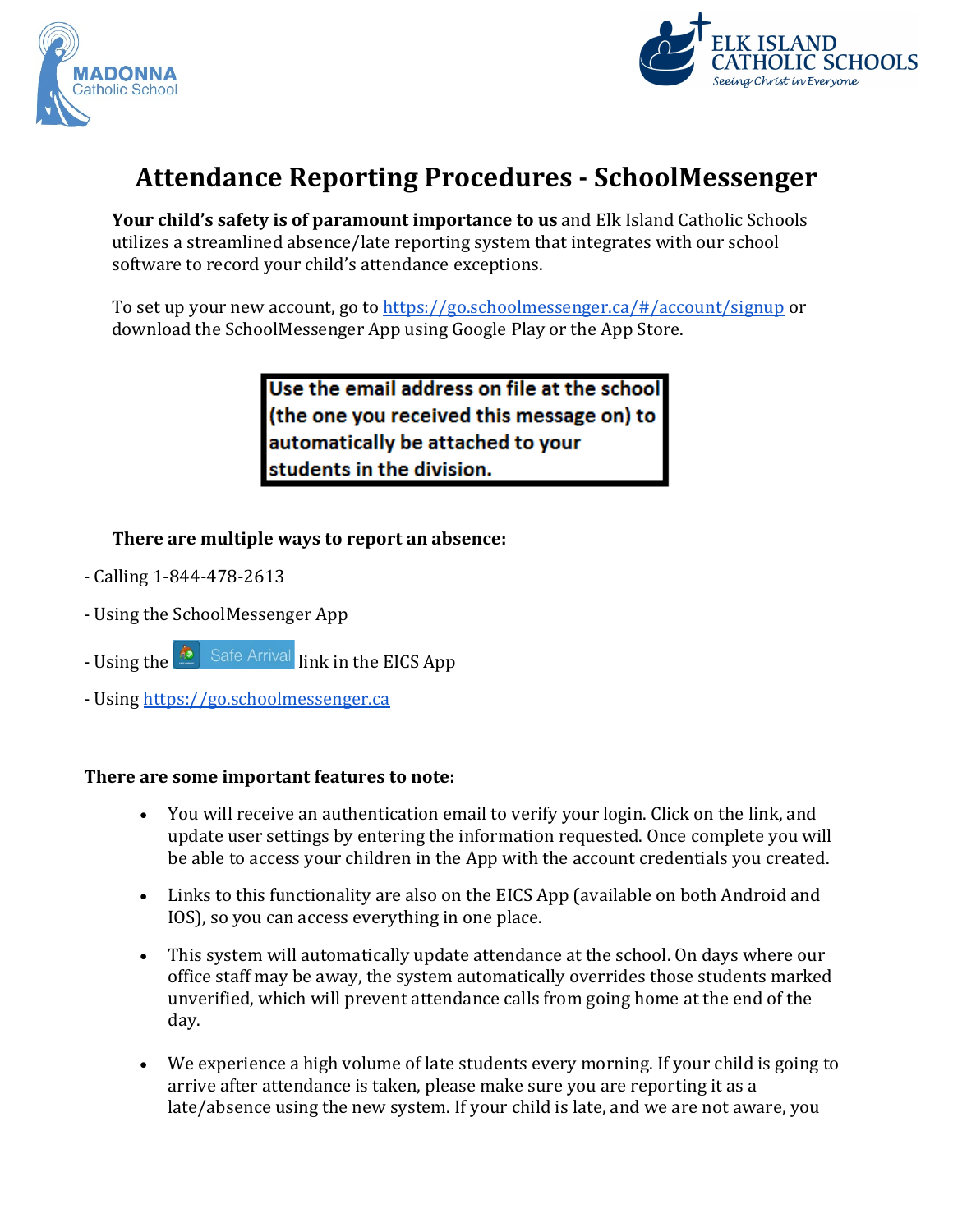# Attendance Reporting Procedures - SchoolMessenger

**Your child's safety is of paramount importance to us** and Elk Island Catholic Schools utilizes a streamlined absence/late reporting system that integrates with our school software to record your child's attendance exceptions.

To set up your new account, go to https://go.schoolmessenger.ca/#/account/signup or download the SchoolMessenger App using Google Play or the App Store.

**Use the email address on file at the school (the one you received this message on) to automatically be attached to your students in the division.**

**There are multiple ways to report an absence:**

- Calling 1-844-478-2613
- Using the SchoolMessenger App
- Using the Safe Arrival link in the EICS App
- Using https://go.schoolmessenger.ca

**There are some important features to note:**

- You will receive an authentication email to verify your login. Click on the link, and update user settings by entering the information requested. Once complete you will be able to access your children in the App with the account credentials you created.
- Links to this functionality are also on the EICS App (available on both Android and IOS), so you can access everything in one place.
- This system will automatically update attendance at the school. On days where our office staff may be away, the system automatically overrides those students marked unverified, which will prevent attendance calls from going home at the end of the day.
- We experience a high volume of late students every morning. If your child is going to arrive after attendance is taken, please make sure you are reporting it as a late/absence using the new system. If your child is late, and we are not aware, you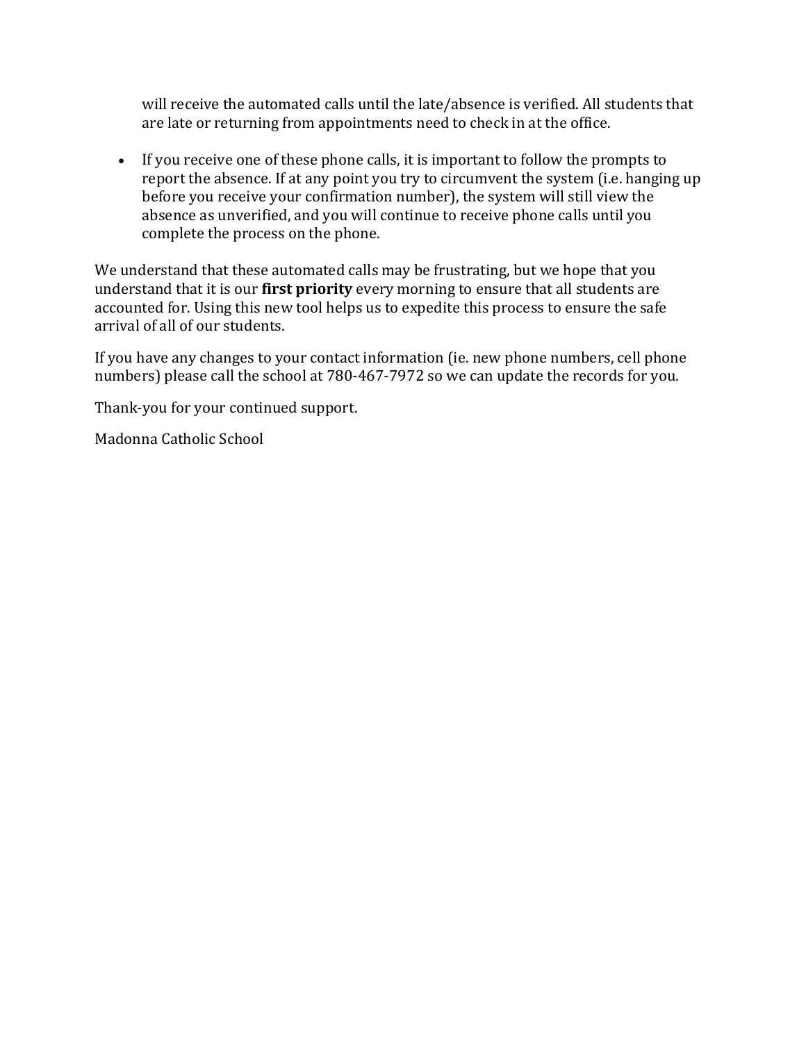will receive the automated calls until the late/absence is verified. All students that are late or returning from appointments need to check in at the office.

- If you receive one of these phone calls, it is important to follow the prompts to report the absence. If at any point you try to circumvent the system (i.e. hanging up before you receive your confirmation number), the system will still view the absence as unverified, and you will continue to receive phone calls until you complete the process on the phone.

We understand that these automated calls may be frustrating, but we hope that you understand that it is our **first priority** every morning to ensure that all students are accounted for. Using this new tool helps us to expedite this process to ensure the safe arrival of all of our students.

If you have any changes to your contact information (ie. new phone numbers, cell phone numbers) please call the school at 780-467-7972 so we can update the records for you.

Thank-you for your continued support.

Madonna Catholic School